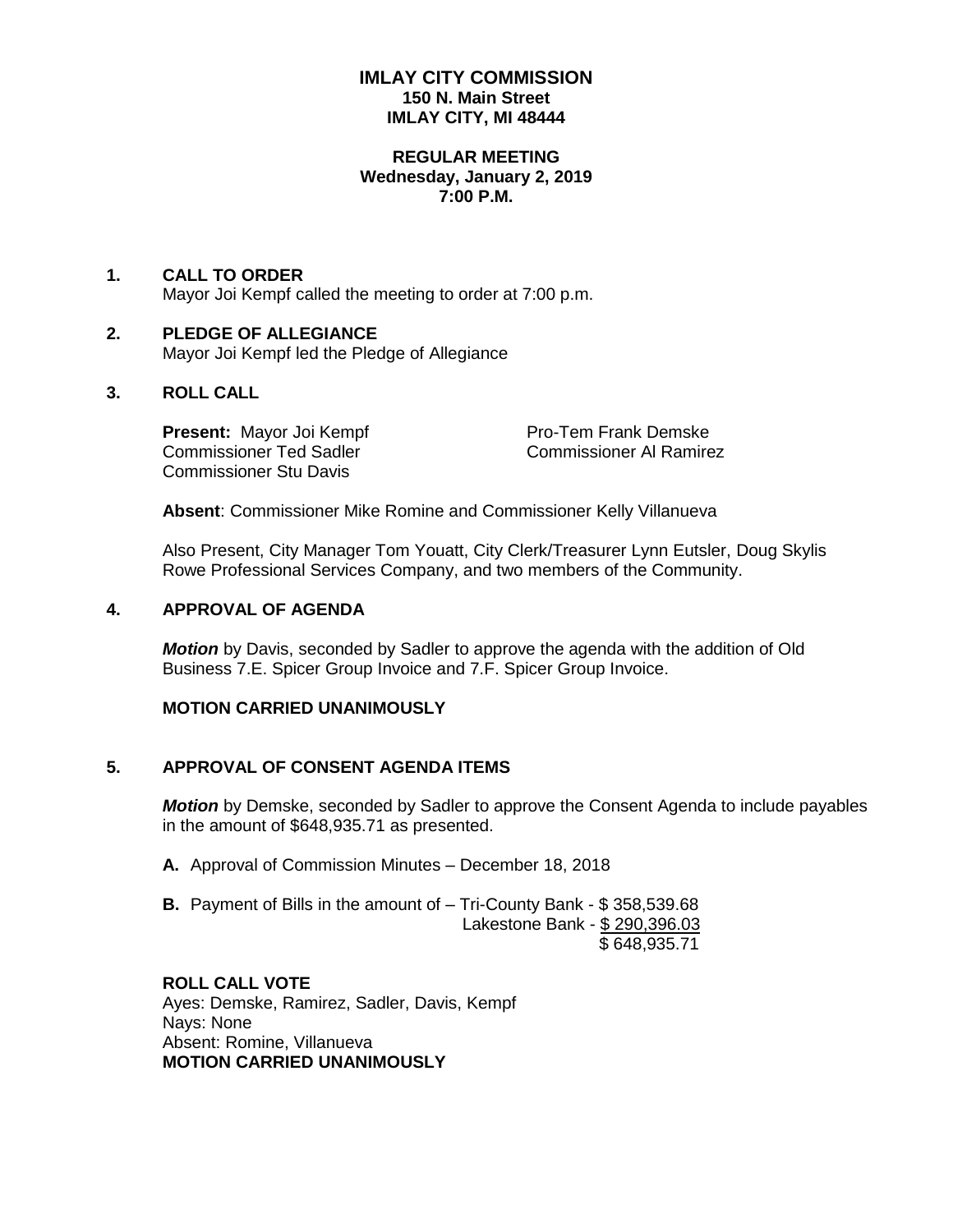# IMLAY CITY COMMISSION
**150 N. Main Street**
**IMLAY CITY, MI 48444**

**REGULAR MEETING**
**Wednesday, January 2, 2019**
**7:00 P.M.**

## 1. CALL TO ORDER

Mayor Joi Kempf called the meeting to order at 7:00 p.m.

## 2. PLEDGE OF ALLEGIANCE

Mayor Joi Kempf led the Pledge of Allegiance

## 3. ROLL CALL

**Present:** Mayor Joi Kempf
Pro-Tem Frank Demske
Commissioner Ted Sadler
Commissioner Al Ramirez
Commissioner Stu Davis

**Absent**: Commissioner Mike Romine and Commissioner Kelly Villanueva

Also Present, City Manager Tom Youatt, City Clerk/Treasurer Lynn Eutsler, Doug Skylis Rowe Professional Services Company, and two members of the Community.

## 4. APPROVAL OF AGENDA

***Motion*** by Davis, seconded by Sadler to approve the agenda with the addition of Old Business 7.E. Spicer Group Invoice and 7.F. Spicer Group Invoice.

**MOTION CARRIED UNANIMOUSLY**

## 5. APPROVAL OF CONSENT AGENDA ITEMS

***Motion*** by Demske, seconded by Sadler to approve the Consent Agenda to include payables in the amount of $648,935.71 as presented.

**A.** Approval of Commission Minutes – December 18, 2018

**B.** Payment of Bills in the amount of – Tri-County Bank - $ 358,539.68
Lakestone Bank - $ 290,396.03
$ 648,935.71

**ROLL CALL VOTE**
Ayes: Demske, Ramirez, Sadler, Davis, Kempf
Nays: None
Absent: Romine, Villanueva
**MOTION CARRIED UNANIMOUSLY**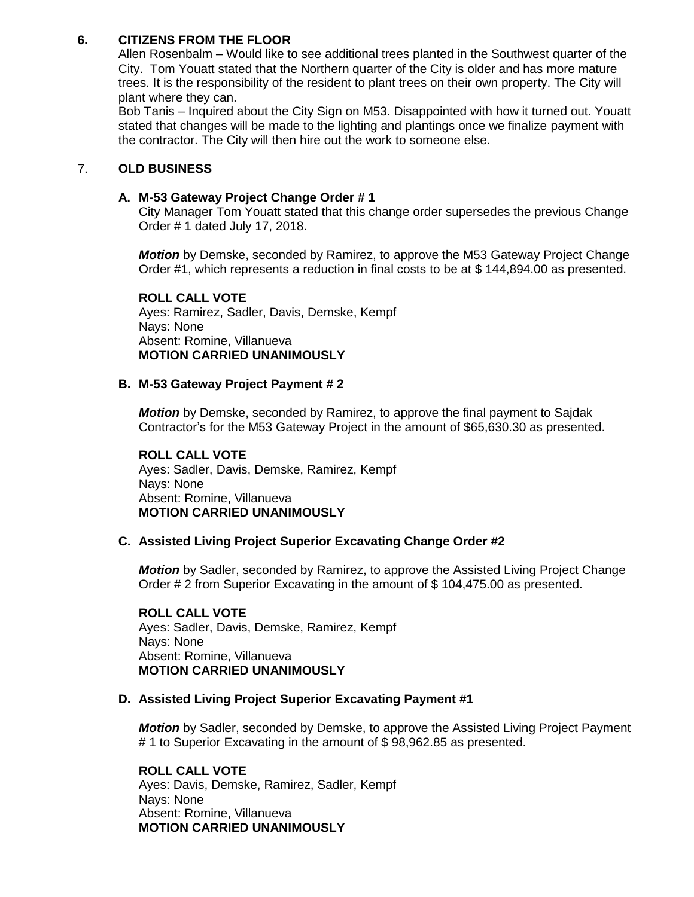## 6. CITIZENS FROM THE FLOOR

Allen Rosenbalm – Would like to see additional trees planted in the Southwest quarter of the City. Tom Youatt stated that the Northern quarter of the City is older and has more mature trees. It is the responsibility of the resident to plant trees on their own property. The City will plant where they can.

Bob Tanis – Inquired about the City Sign on M53. Disappointed with how it turned out. Youatt stated that changes will be made to the lighting and plantings once we finalize payment with the contractor. The City will then hire out the work to someone else.

## 7. OLD BUSINESS

### A. M-53 Gateway Project Change Order # 1

City Manager Tom Youatt stated that this change order supersedes the previous Change Order # 1 dated July 17, 2018.

***Motion*** by Demske, seconded by Ramirez, to approve the M53 Gateway Project Change Order #1, which represents a reduction in final costs to be at $ 144,894.00 as presented.

**ROLL CALL VOTE**
Ayes: Ramirez, Sadler, Davis, Demske, Kempf
Nays: None
Absent: Romine, Villanueva
**MOTION CARRIED UNANIMOUSLY**

### B. M-53 Gateway Project Payment # 2

***Motion*** by Demske, seconded by Ramirez, to approve the final payment to Sajdak Contractor's for the M53 Gateway Project in the amount of $65,630.30 as presented.

**ROLL CALL VOTE**
Ayes: Sadler, Davis, Demske, Ramirez, Kempf
Nays: None
Absent: Romine, Villanueva
**MOTION CARRIED UNANIMOUSLY**

### C. Assisted Living Project Superior Excavating Change Order #2

***Motion*** by Sadler, seconded by Ramirez, to approve the Assisted Living Project Change Order # 2 from Superior Excavating in the amount of $ 104,475.00 as presented.

**ROLL CALL VOTE**
Ayes: Sadler, Davis, Demske, Ramirez, Kempf
Nays: None
Absent: Romine, Villanueva
**MOTION CARRIED UNANIMOUSLY**

### D. Assisted Living Project Superior Excavating Payment #1

***Motion*** by Sadler, seconded by Demske, to approve the Assisted Living Project Payment # 1 to Superior Excavating in the amount of $ 98,962.85 as presented.

**ROLL CALL VOTE**
Ayes: Davis, Demske, Ramirez, Sadler, Kempf
Nays: None
Absent: Romine, Villanueva
**MOTION CARRIED UNANIMOUSLY**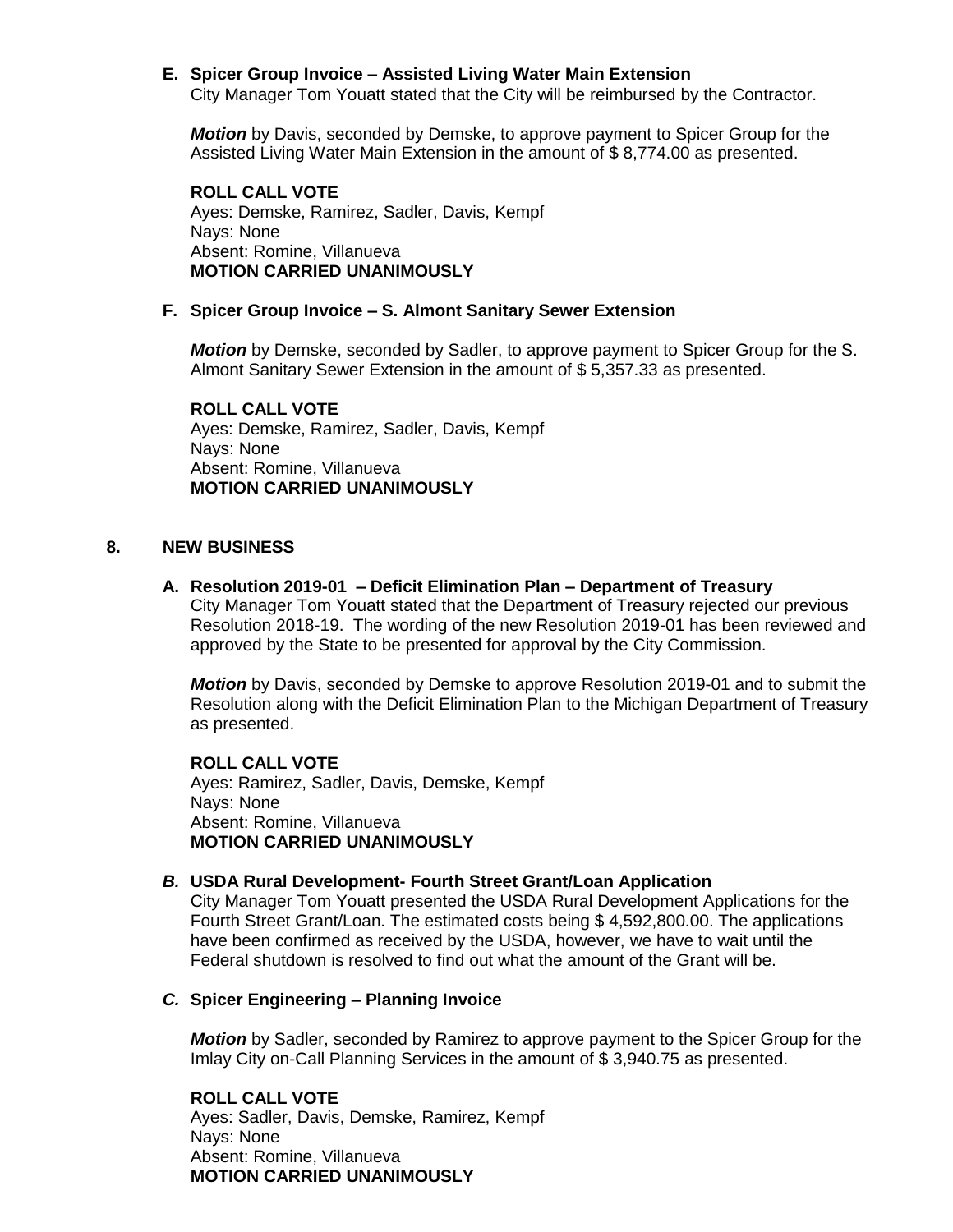**E. Spicer Group Invoice – Assisted Living Water Main Extension**

City Manager Tom Youatt stated that the City will be reimbursed by the Contractor.

***Motion*** by Davis, seconded by Demske, to approve payment to Spicer Group for the Assisted Living Water Main Extension in the amount of $ 8,774.00 as presented.

**ROLL CALL VOTE**
Ayes: Demske, Ramirez, Sadler, Davis, Kempf
Nays: None
Absent: Romine, Villanueva
**MOTION CARRIED UNANIMOUSLY**

**F. Spicer Group Invoice – S. Almont Sanitary Sewer Extension**

***Motion*** by Demske, seconded by Sadler, to approve payment to Spicer Group for the S. Almont Sanitary Sewer Extension in the amount of $ 5,357.33 as presented.

**ROLL CALL VOTE**
Ayes: Demske, Ramirez, Sadler, Davis, Kempf
Nays: None
Absent: Romine, Villanueva
**MOTION CARRIED UNANIMOUSLY**

## 8. NEW BUSINESS

**A. Resolution 2019-01 – Deficit Elimination Plan – Department of Treasury**

City Manager Tom Youatt stated that the Department of Treasury rejected our previous Resolution 2018-19. The wording of the new Resolution 2019-01 has been reviewed and approved by the State to be presented for approval by the City Commission.

***Motion*** by Davis, seconded by Demske to approve Resolution 2019-01 and to submit the Resolution along with the Deficit Elimination Plan to the Michigan Department of Treasury as presented.

**ROLL CALL VOTE**
Ayes: Ramirez, Sadler, Davis, Demske, Kempf
Nays: None
Absent: Romine, Villanueva
**MOTION CARRIED UNANIMOUSLY**

***B.*** **USDA Rural Development- Fourth Street Grant/Loan Application**

City Manager Tom Youatt presented the USDA Rural Development Applications for the Fourth Street Grant/Loan. The estimated costs being $ 4,592,800.00. The applications have been confirmed as received by the USDA, however, we have to wait until the Federal shutdown is resolved to find out what the amount of the Grant will be.

***C.*** **Spicer Engineering – Planning Invoice**

***Motion*** by Sadler, seconded by Ramirez to approve payment to the Spicer Group for the Imlay City on-Call Planning Services in the amount of $ 3,940.75 as presented.

**ROLL CALL VOTE**
Ayes: Sadler, Davis, Demske, Ramirez, Kempf
Nays: None
Absent: Romine, Villanueva
**MOTION CARRIED UNANIMOUSLY**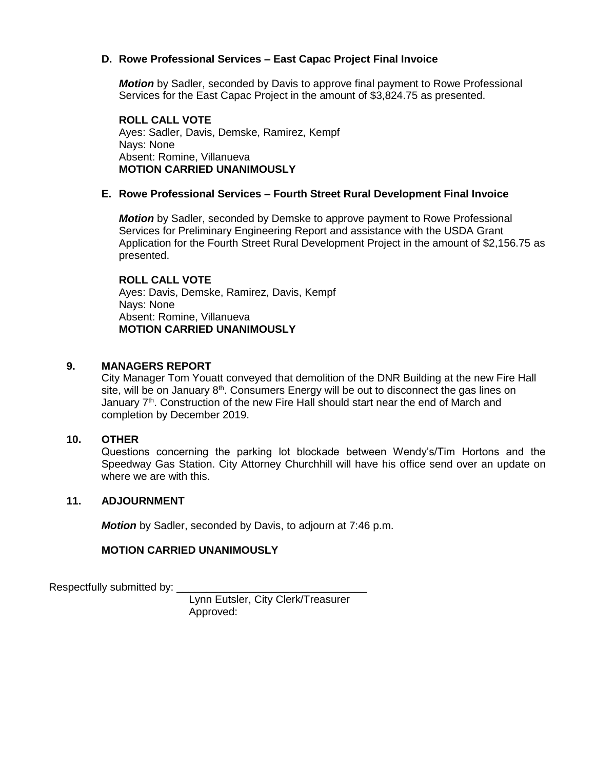### D. Rowe Professional Services – East Capac Project Final Invoice

***Motion*** by Sadler, seconded by Davis to approve final payment to Rowe Professional Services for the East Capac Project in the amount of $3,824.75 as presented.

**ROLL CALL VOTE**
Ayes: Sadler, Davis, Demske, Ramirez, Kempf
Nays: None
Absent: Romine, Villanueva
**MOTION CARRIED UNANIMOUSLY**

### E. Rowe Professional Services – Fourth Street Rural Development Final Invoice

***Motion*** by Sadler, seconded by Demske to approve payment to Rowe Professional Services for Preliminary Engineering Report and assistance with the USDA Grant Application for the Fourth Street Rural Development Project in the amount of $2,156.75 as presented.

**ROLL CALL VOTE**
Ayes: Davis, Demske, Ramirez, Davis, Kempf
Nays: None
Absent: Romine, Villanueva
**MOTION CARRIED UNANIMOUSLY**

## 9. MANAGERS REPORT

City Manager Tom Youatt conveyed that demolition of the DNR Building at the new Fire Hall site, will be on January 8th. Consumers Energy will be out to disconnect the gas lines on January 7th. Construction of the new Fire Hall should start near the end of March and completion by December 2019.

## 10. OTHER

Questions concerning the parking lot blockade between Wendy's/Tim Hortons and the Speedway Gas Station. City Attorney Churchhill will have his office send over an update on where we are with this.

## 11. ADJOURNMENT

***Motion*** by Sadler, seconded by Davis, to adjourn at 7:46 p.m.

**MOTION CARRIED UNANIMOUSLY**

Respectfully submitted by: ________________________________
Lynn Eutsler, City Clerk/Treasurer
Approved: